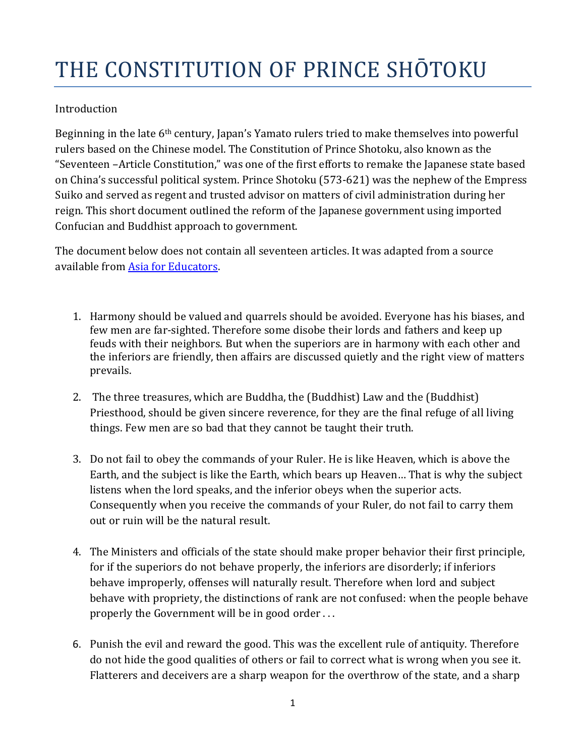# THE CONSTITUTION OF PRINCE SHŌTOKU

Introduction

Beginning in the late 6th century, Japan's Yamato rulers tried to make themselves into powerful rulers based on the Chinese model. The Constitution of Prince Shotoku, also known as the "Seventeen –Article Constitution," was one of the first efforts to remake the Japanese state based on China's successful political system. Prince Shotoku (573-621) was the nephew of the Empress Suiko and served as regent and trusted advisor on matters of civil administration during her reign. This short document outlined the reform of the Japanese government using imported Confucian and Buddhist approach to government.

The document below does not contain all seventeen articles. It was adapted from a source available from [Asia for Educators](Asia for Educators).

1. Harmony should be valued and quarrels should be avoided. Everyone has his biases, and few men are far-sighted. Therefore some disobe their lords and fathers and keep up feuds with their neighbors. But when the superiors are in harmony with each other and the inferiors are friendly, then affairs are discussed quietly and the right view of matters prevails.

2. The three treasures, which are Buddha, the (Buddhist) Law and the (Buddhist) Priesthood, should be given sincere reverence, for they are the final refuge of all living things. Few men are so bad that they cannot be taught their truth.

3. Do not fail to obey the commands of your Ruler. He is like Heaven, which is above the Earth, and the subject is like the Earth, which bears up Heaven… That is why the subject listens when the lord speaks, and the inferior obeys when the superior acts. Consequently when you receive the commands of your Ruler, do not fail to carry them out or ruin will be the natural result.

4. The Ministers and officials of the state should make proper behavior their first principle, for if the superiors do not behave properly, the inferiors are disorderly; if inferiors behave improperly, offenses will naturally result. Therefore when lord and subject behave with propriety, the distinctions of rank are not confused: when the people behave properly the Government will be in good order . . .

6. Punish the evil and reward the good. This was the excellent rule of antiquity. Therefore do not hide the good qualities of others or fail to correct what is wrong when you see it. Flatterers and deceivers are a sharp weapon for the overthrow of the state, and a sharp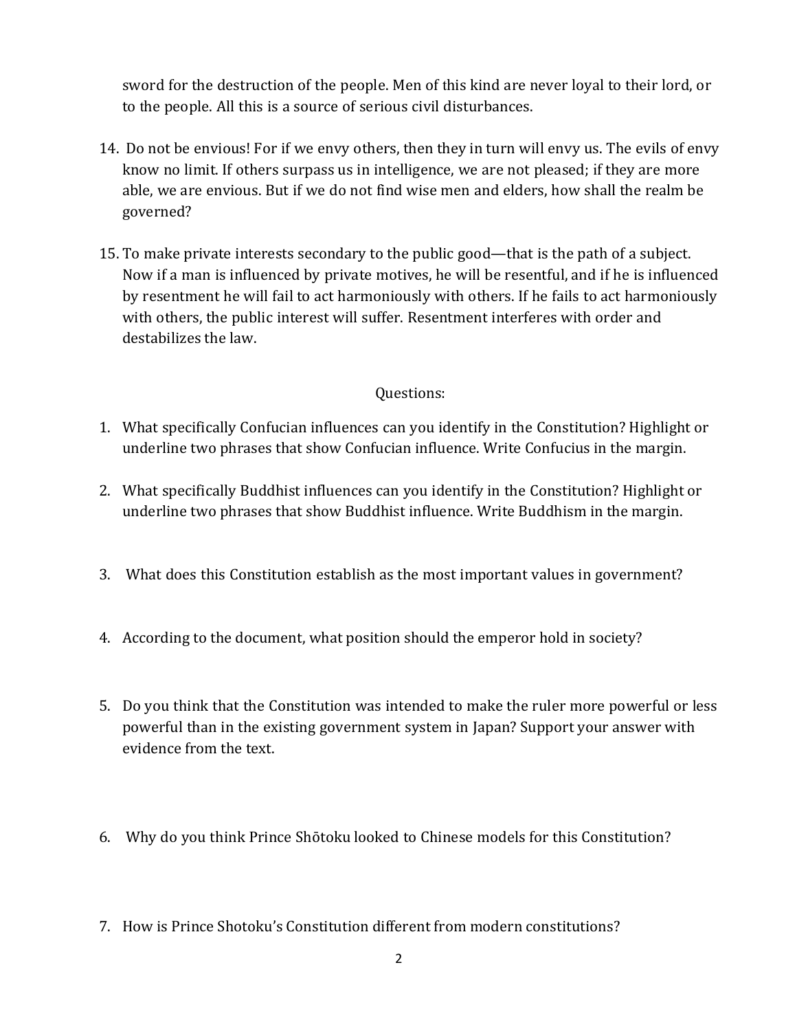sword for the destruction of the people. Men of this kind are never loyal to their lord, or to the people. All this is a source of serious civil disturbances.

14. Do not be envious! For if we envy others, then they in turn will envy us. The evils of envy know no limit. If others surpass us in intelligence, we are not pleased; if they are more able, we are envious. But if we do not find wise men and elders, how shall the realm be governed?

15. To make private interests secondary to the public good—that is the path of a subject. Now if a man is influenced by private motives, he will be resentful, and if he is influenced by resentment he will fail to act harmoniously with others. If he fails to act harmoniously with others, the public interest will suffer. Resentment interferes with order and destabilizes the law.

Questions:

1. What specifically Confucian influences can you identify in the Constitution? Highlight or underline two phrases that show Confucian influence. Write Confucius in the margin.

2. What specifically Buddhist influences can you identify in the Constitution? Highlight or underline two phrases that show Buddhist influence. Write Buddhism in the margin.

3. What does this Constitution establish as the most important values in government?

4. According to the document, what position should the emperor hold in society?

5. Do you think that the Constitution was intended to make the ruler more powerful or less powerful than in the existing government system in Japan? Support your answer with evidence from the text.

6. Why do you think Prince Shōtoku looked to Chinese models for this Constitution?

7. How is Prince Shotoku's Constitution different from modern constitutions?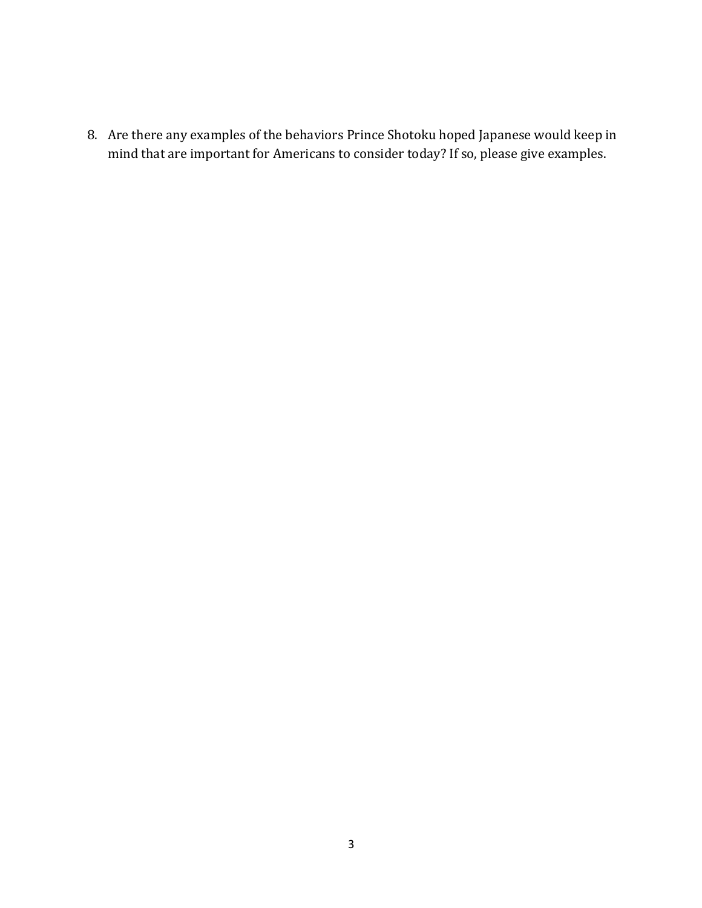8. Are there any examples of the behaviors Prince Shotoku hoped Japanese would keep in mind that are important for Americans to consider today? If so, please give examples.